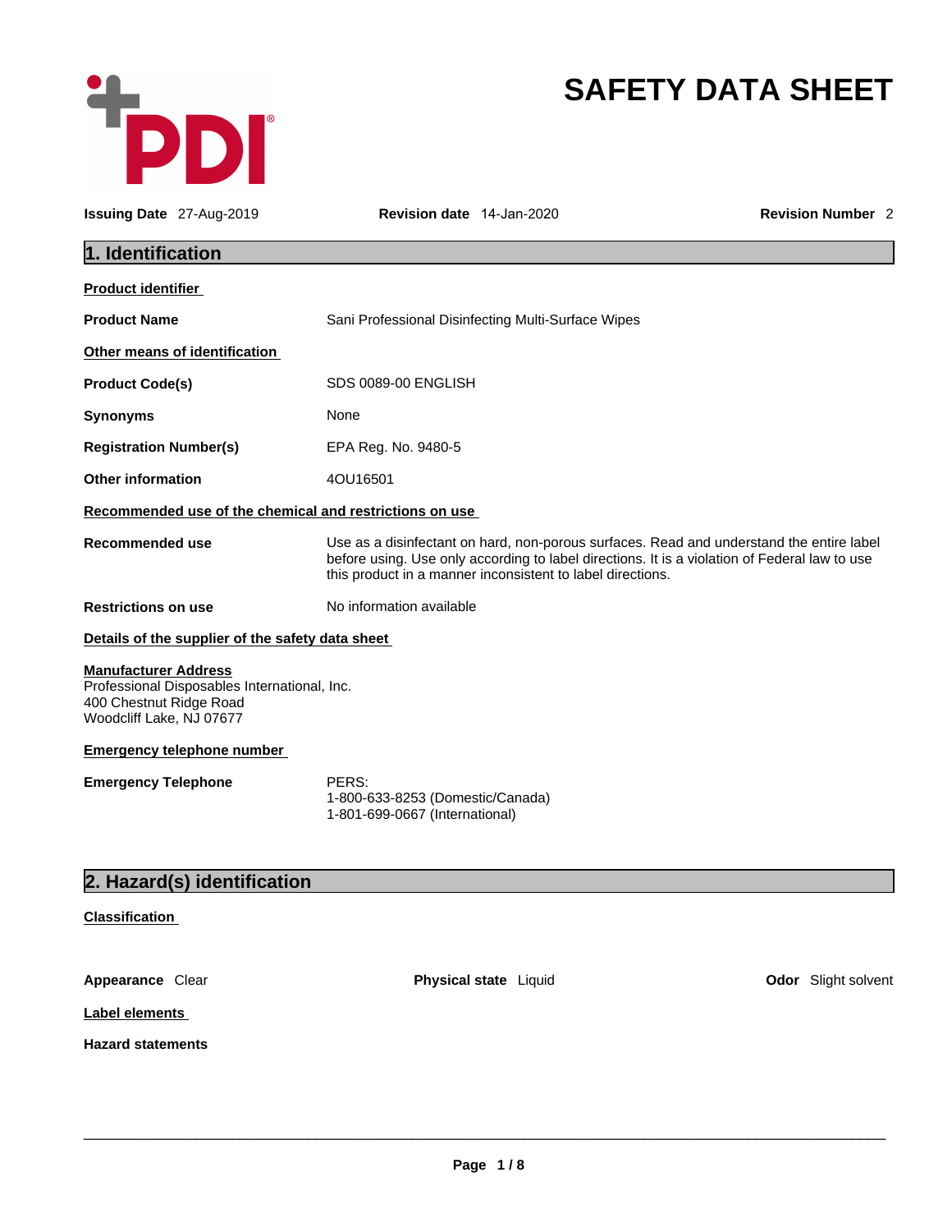# SAFETY DATA SHEET

**Issuing Date** 27-Aug-2019 **Revision date** 14-Jan-2020 **Revision Number** 2

## 1. Identification

**Product identifier**

| | |
|---|---|
| **Product Name** | Sani Professional Disinfecting Multi-Surface Wipes |

**Other means of identification**

| | |
|---|---|
| **Product Code(s)** | SDS 0089-00 ENGLISH |
| **Synonyms** | None |
| **Registration Number(s)** | EPA Reg. No. 9480-5 |
| **Other information** | 4OU16501 |

**Recommended use of the chemical and restrictions on use**

| | |
|---|---|
| **Recommended use** | Use as a disinfectant on hard, non-porous surfaces. Read and understand the entire label before using. Use only according to label directions. It is a violation of Federal law to use this product in a manner inconsistent to label directions. |
| **Restrictions on use** | No information available |

**Details of the supplier of the safety data sheet**

**Manufacturer Address**
Professional Disposables International, Inc.
400 Chestnut Ridge Road
Woodcliff Lake, NJ 07677

**Emergency telephone number**

| | |
|---|---|
| **Emergency Telephone** | PERS:<br>1-800-633-8253 (Domestic/Canada)<br>1-801-699-0667 (International) |

## 2. Hazard(s) identification

**Classification**

**Appearance** Clear **Physical state** Liquid **Odor** Slight solvent

**Label elements**

**Hazard statements**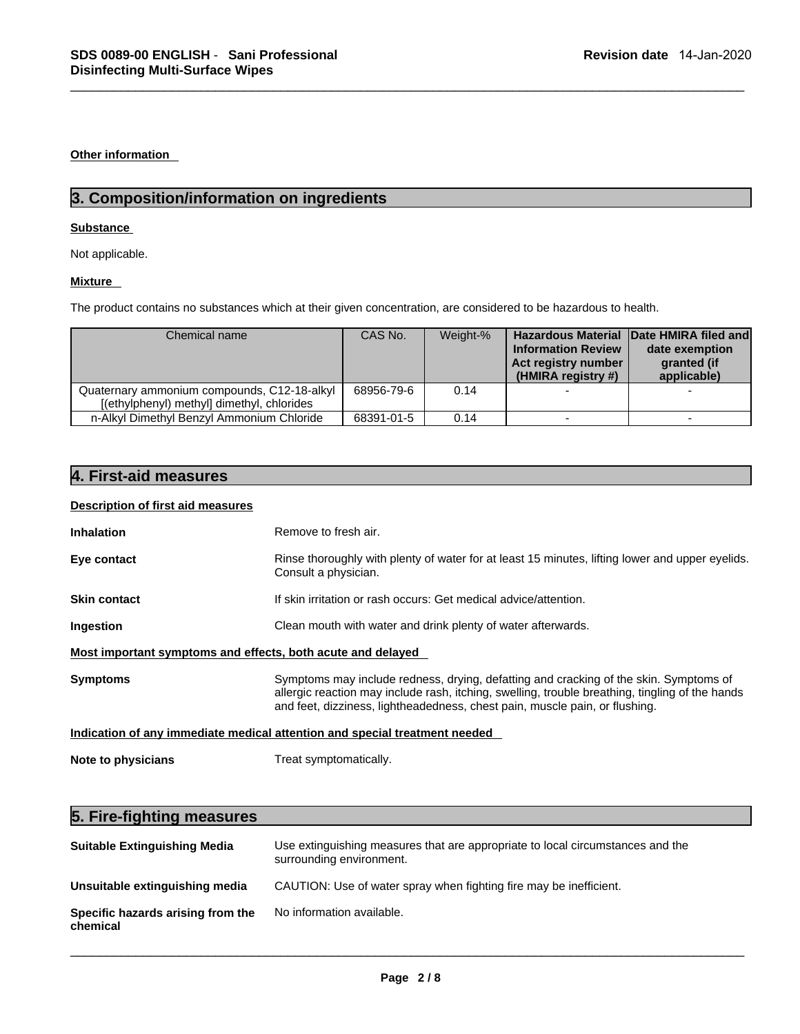**Other information**

## 3. Composition/information on ingredients

**Substance**

Not applicable.

**Mixture**

The product contains no substances which at their given concentration, are considered to be hazardous to health.

| Chemical name | CAS No. | Weight-% | Hazardous Material Information Review Act registry number (HMIRA registry #) | Date HMIRA filed and date exemption granted (if applicable) |
|---|---|---|---|---|
| Quaternary ammonium compounds, C12-18-alkyl [(ethylphenyl) methyl] dimethyl, chlorides | 68956-79-6 | 0.14 | - | - |
| n-Alkyl Dimethyl Benzyl Ammonium Chloride | 68391-01-5 | 0.14 | - | - |

## 4. First-aid measures

**Description of first aid measures**

**Inhalation** Remove to fresh air.

**Eye contact** Rinse thoroughly with plenty of water for at least 15 minutes, lifting lower and upper eyelids. Consult a physician.

**Skin contact** If skin irritation or rash occurs: Get medical advice/attention.

**Ingestion** Clean mouth with water and drink plenty of water afterwards.

**Most important symptoms and effects, both acute and delayed**

**Symptoms** Symptoms may include redness, drying, defatting and cracking of the skin. Symptoms of allergic reaction may include rash, itching, swelling, trouble breathing, tingling of the hands and feet, dizziness, lightheadedness, chest pain, muscle pain, or flushing.

**Indication of any immediate medical attention and special treatment needed**

**Note to physicians** Treat symptomatically.

## 5. Fire-fighting measures

**Suitable Extinguishing Media** Use extinguishing measures that are appropriate to local circumstances and the surrounding environment.

**Unsuitable extinguishing media** CAUTION: Use of water spray when fighting fire may be inefficient.

**Specific hazards arising from the chemical** No information available.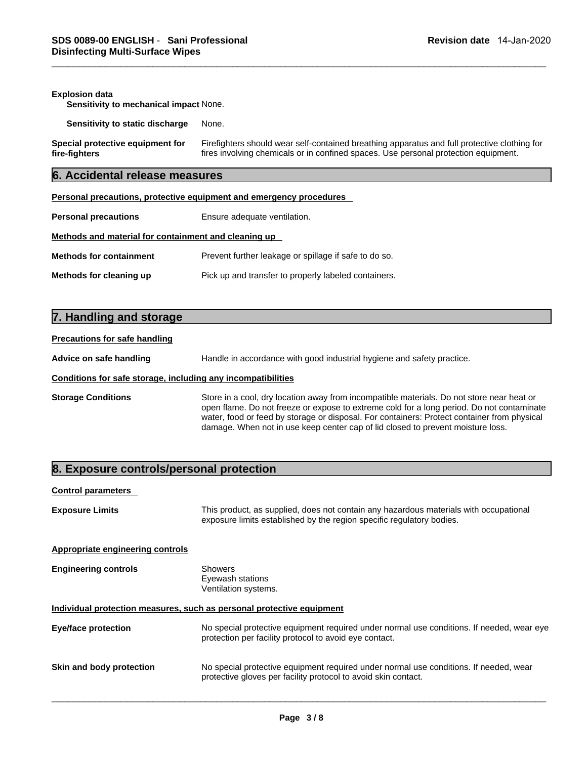**Explosion data**

**Sensitivity to mechanical impact** None.

**Sensitivity to static discharge** None.

**Special protective equipment for fire-fighters** Firefighters should wear self-contained breathing apparatus and full protective clothing for fires involving chemicals or in confined spaces. Use personal protection equipment.

## 6. Accidental release measures

**Personal precautions, protective equipment and emergency procedures**

**Personal precautions** Ensure adequate ventilation.

**Methods and material for containment and cleaning up**

**Methods for containment** Prevent further leakage or spillage if safe to do so.

**Methods for cleaning up** Pick up and transfer to properly labeled containers.

## 7. Handling and storage

**Precautions for safe handling**

**Advice on safe handling** Handle in accordance with good industrial hygiene and safety practice.

**Conditions for safe storage, including any incompatibilities**

**Storage Conditions** Store in a cool, dry location away from incompatible materials. Do not store near heat or open flame. Do not freeze or expose to extreme cold for a long period. Do not contaminate water, food or feed by storage or disposal. For containers: Protect container from physical damage. When not in use keep center cap of lid closed to prevent moisture loss.

## 8. Exposure controls/personal protection

**Control parameters**

**Exposure Limits** This product, as supplied, does not contain any hazardous materials with occupational exposure limits established by the region specific regulatory bodies.

**Appropriate engineering controls**

**Engineering controls** Showers
Eyewash stations
Ventilation systems.

**Individual protection measures, such as personal protective equipment**

**Eye/face protection** No special protective equipment required under normal use conditions. If needed, wear eye protection per facility protocol to avoid eye contact.

**Skin and body protection** No special protective equipment required under normal use conditions. If needed, wear protective gloves per facility protocol to avoid skin contact.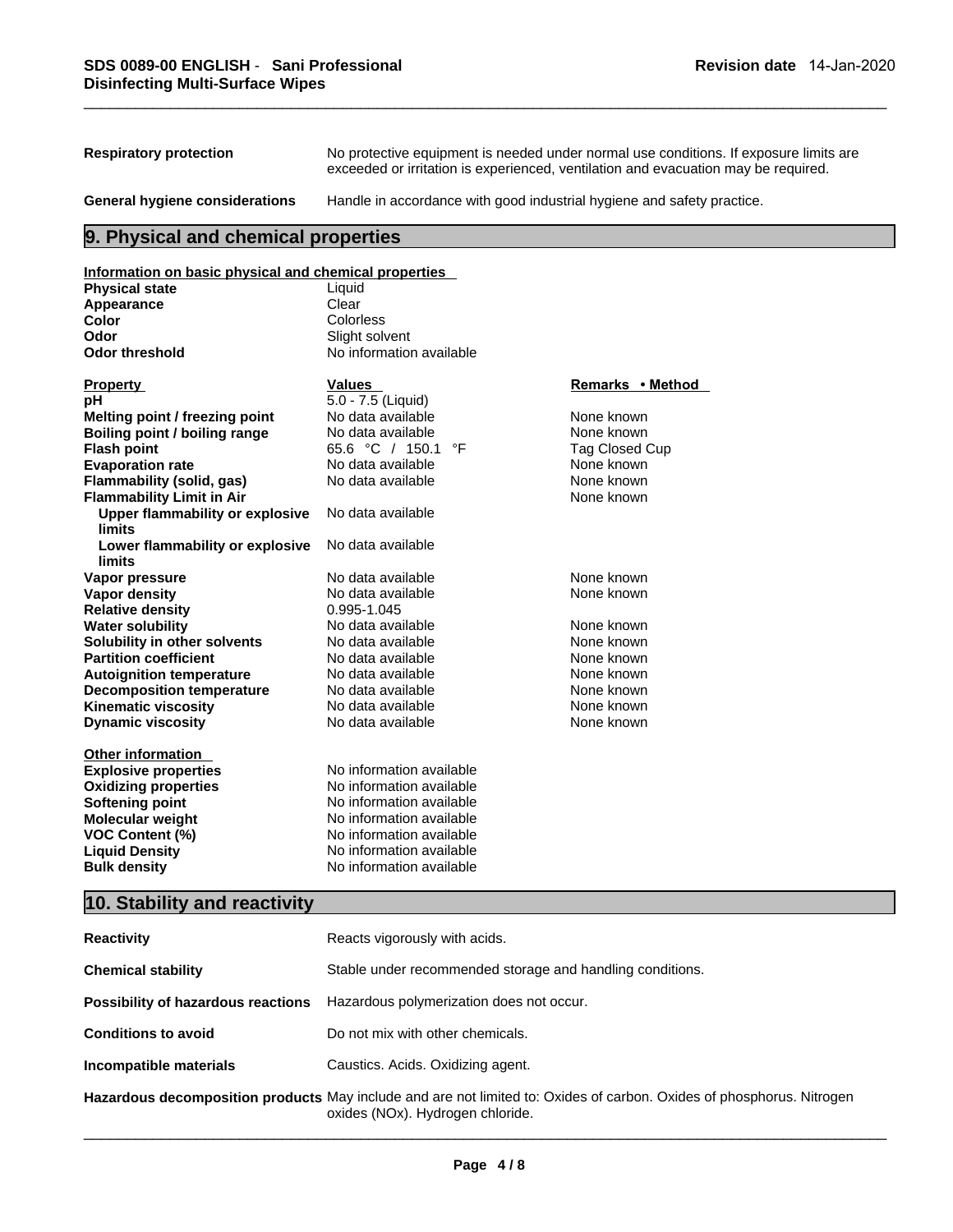| | |
|---|---|
| **Respiratory protection** | No protective equipment is needed under normal use conditions. If exposure limits are exceeded or irritation is experienced, ventilation and evacuation may be required. |
| **General hygiene considerations** | Handle in accordance with good industrial hygiene and safety practice. |

## 9. Physical and chemical properties

**Information on basic physical and chemical properties**

| | |
|---|---|
| **Physical state** | Liquid |
| **Appearance** | Clear |
| **Color** | Colorless |
| **Odor** | Slight solvent |
| **Odor threshold** | No information available |

| Property | Values | Remarks • Method |
|---|---|---|
| **pH** | 5.0 - 7.5 (Liquid) | |
| **Melting point / freezing point** | No data available | None known |
| **Boiling point / boiling range** | No data available | None known |
| **Flash point** | 65.6 °C / 150.1 °F | Tag Closed Cup |
| **Evaporation rate** | No data available | None known |
| **Flammability (solid, gas)** | No data available | None known |
| **Flammability Limit in Air** | | None known |
| **Upper flammability or explosive limits** | No data available | |
| **Lower flammability or explosive limits** | No data available | |
| **Vapor pressure** | No data available | None known |
| **Vapor density** | No data available | None known |
| **Relative density** | 0.995-1.045 | |
| **Water solubility** | No data available | None known |
| **Solubility in other solvents** | No data available | None known |
| **Partition coefficient** | No data available | None known |
| **Autoignition temperature** | No data available | None known |
| **Decomposition temperature** | No data available | None known |
| **Kinematic viscosity** | No data available | None known |
| **Dynamic viscosity** | No data available | None known |

**Other information**

| | |
|---|---|
| **Explosive properties** | No information available |
| **Oxidizing properties** | No information available |
| **Softening point** | No information available |
| **Molecular weight** | No information available |
| **VOC Content (%)** | No information available |
| **Liquid Density** | No information available |
| **Bulk density** | No information available |

## 10. Stability and reactivity

| | |
|---|---|
| **Reactivity** | Reacts vigorously with acids. |
| **Chemical stability** | Stable under recommended storage and handling conditions. |
| **Possibility of hazardous reactions** | Hazardous polymerization does not occur. |
| **Conditions to avoid** | Do not mix with other chemicals. |
| **Incompatible materials** | Caustics. Acids. Oxidizing agent. |
| **Hazardous decomposition products** | May include and are not limited to: Oxides of carbon. Oxides of phosphorus. Nitrogen oxides (NOx). Hydrogen chloride. |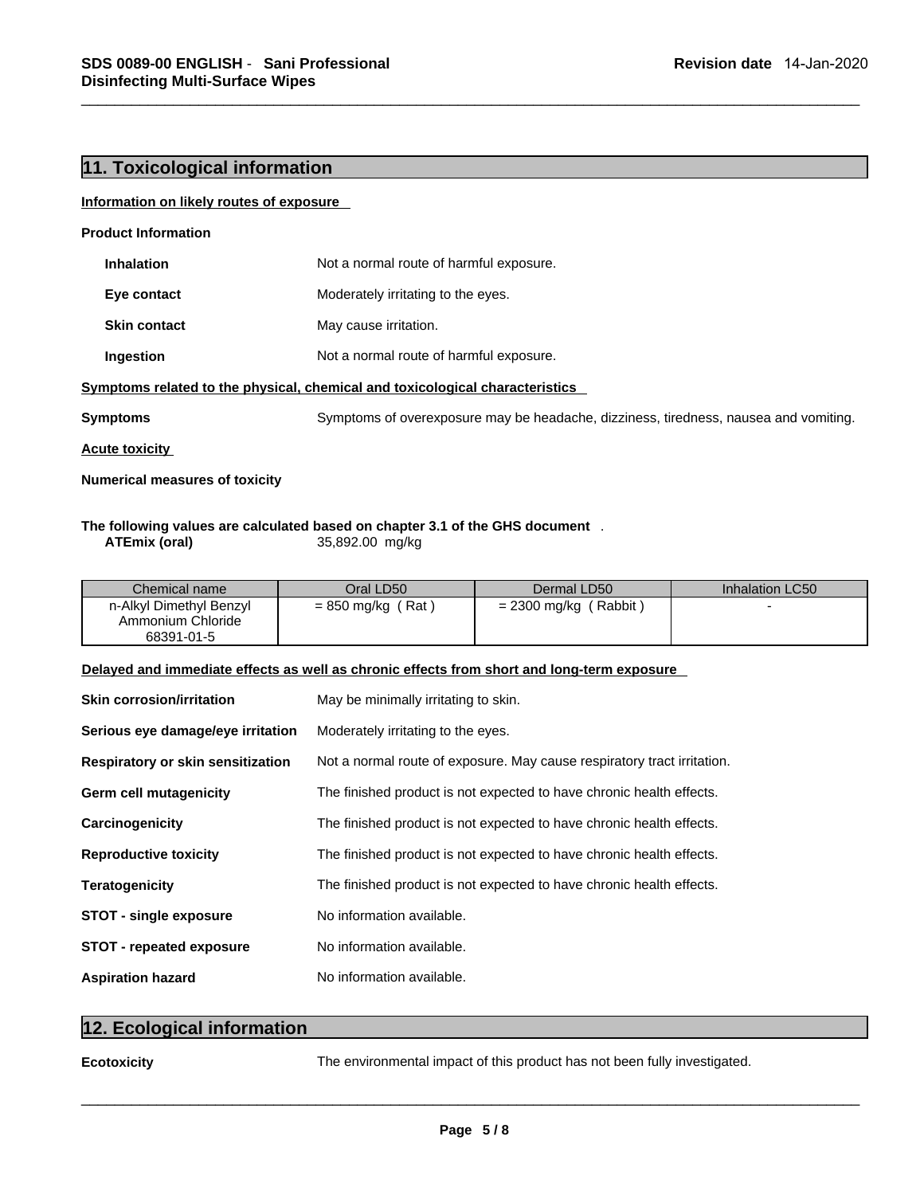## 11. Toxicological information

**Information on likely routes of exposure**

**Product Information**

**Inhalation** Not a normal route of harmful exposure.

**Eye contact** Moderately irritating to the eyes.

**Skin contact** May cause irritation.

**Ingestion** Not a normal route of harmful exposure.

**Symptoms related to the physical, chemical and toxicological characteristics**

**Symptoms** Symptoms of overexposure may be headache, dizziness, tiredness, nausea and vomiting.

**Acute toxicity**

**Numerical measures of toxicity**

**The following values are calculated based on chapter 3.1 of the GHS document** .

**ATEmix (oral)** 35,892.00 mg/kg

| Chemical name | Oral LD50 | Dermal LD50 | Inhalation LC50 |
|---|---|---|---|
| n-Alkyl Dimethyl Benzyl Ammonium Chloride 68391-01-5 | = 850 mg/kg ( Rat ) | = 2300 mg/kg ( Rabbit ) | - |

**Delayed and immediate effects as well as chronic effects from short and long-term exposure**

**Skin corrosion/irritation** May be minimally irritating to skin.

**Serious eye damage/eye irritation** Moderately irritating to the eyes.

**Respiratory or skin sensitization** Not a normal route of exposure. May cause respiratory tract irritation.

**Germ cell mutagenicity** The finished product is not expected to have chronic health effects.

**Carcinogenicity** The finished product is not expected to have chronic health effects.

**Reproductive toxicity** The finished product is not expected to have chronic health effects.

**Teratogenicity** The finished product is not expected to have chronic health effects.

**STOT - single exposure** No information available.

**STOT - repeated exposure** No information available.

**Aspiration hazard** No information available.

## 12. Ecological information

**Ecotoxicity** The environmental impact of this product has not been fully investigated.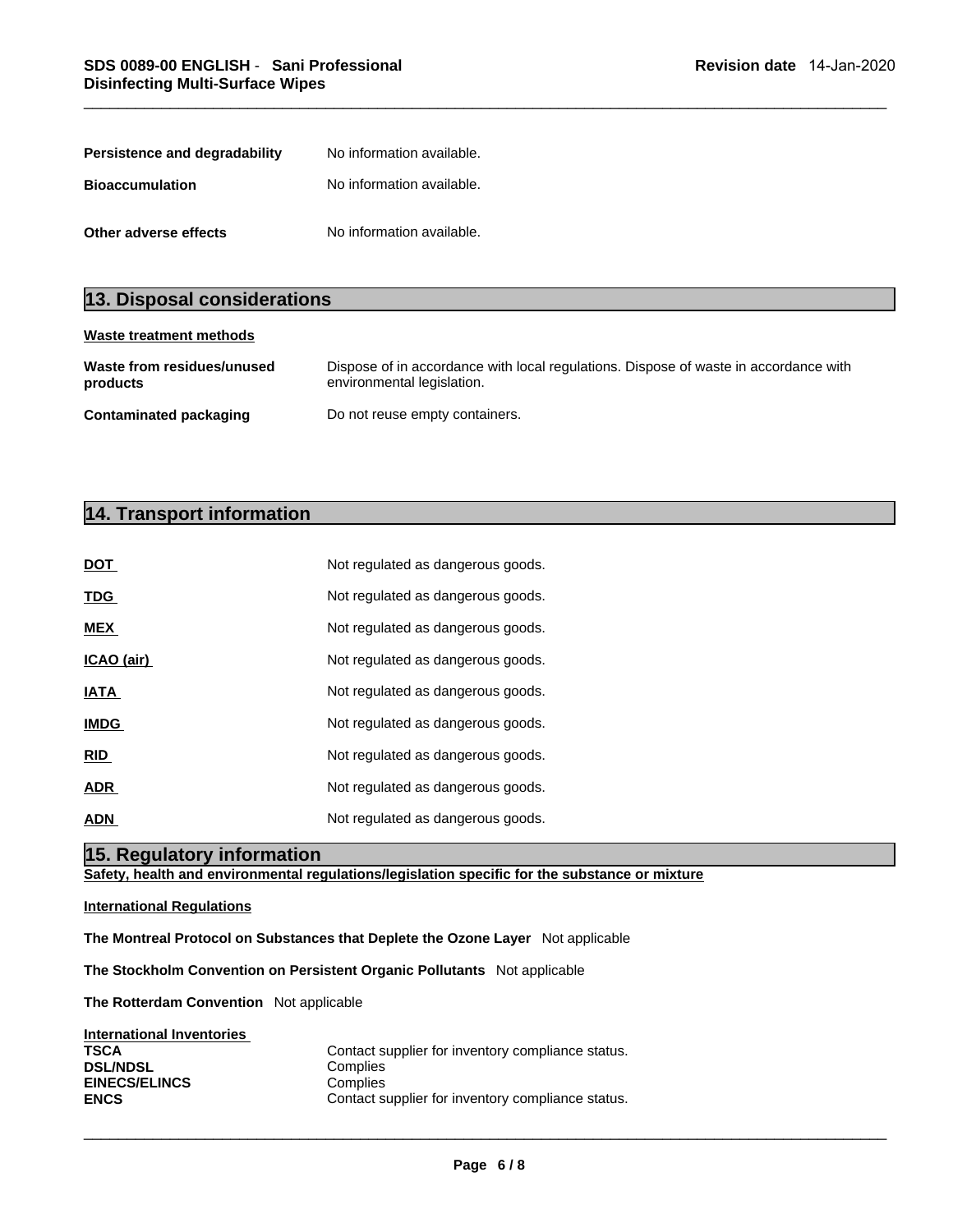| | |
|---|---|
| **Persistence and degradability** | No information available. |
| **Bioaccumulation** | No information available. |
| **Other adverse effects** | No information available. |

## 13. Disposal considerations

**Waste treatment methods**

| | |
|---|---|
| **Waste from residues/unused products** | Dispose of in accordance with local regulations. Dispose of waste in accordance with environmental legislation. |
| **Contaminated packaging** | Do not reuse empty containers. |

## 14. Transport information

| | |
|---|---|
| **DOT** | Not regulated as dangerous goods. |
| **TDG** | Not regulated as dangerous goods. |
| **MEX** | Not regulated as dangerous goods. |
| **ICAO (air)** | Not regulated as dangerous goods. |
| **IATA** | Not regulated as dangerous goods. |
| **IMDG** | Not regulated as dangerous goods. |
| **RID** | Not regulated as dangerous goods. |
| **ADR** | Not regulated as dangerous goods. |
| **ADN** | Not regulated as dangerous goods. |

## 15. Regulatory information

**Safety, health and environmental regulations/legislation specific for the substance or mixture**

**International Regulations**

**The Montreal Protocol on Substances that Deplete the Ozone Layer** Not applicable

**The Stockholm Convention on Persistent Organic Pollutants** Not applicable

**The Rotterdam Convention** Not applicable

**International Inventories**

| | |
|---|---|
| **TSCA** | Contact supplier for inventory compliance status. |
| **DSL/NDSL** | Complies |
| **EINECS/ELINCS** | Complies |
| **ENCS** | Contact supplier for inventory compliance status. |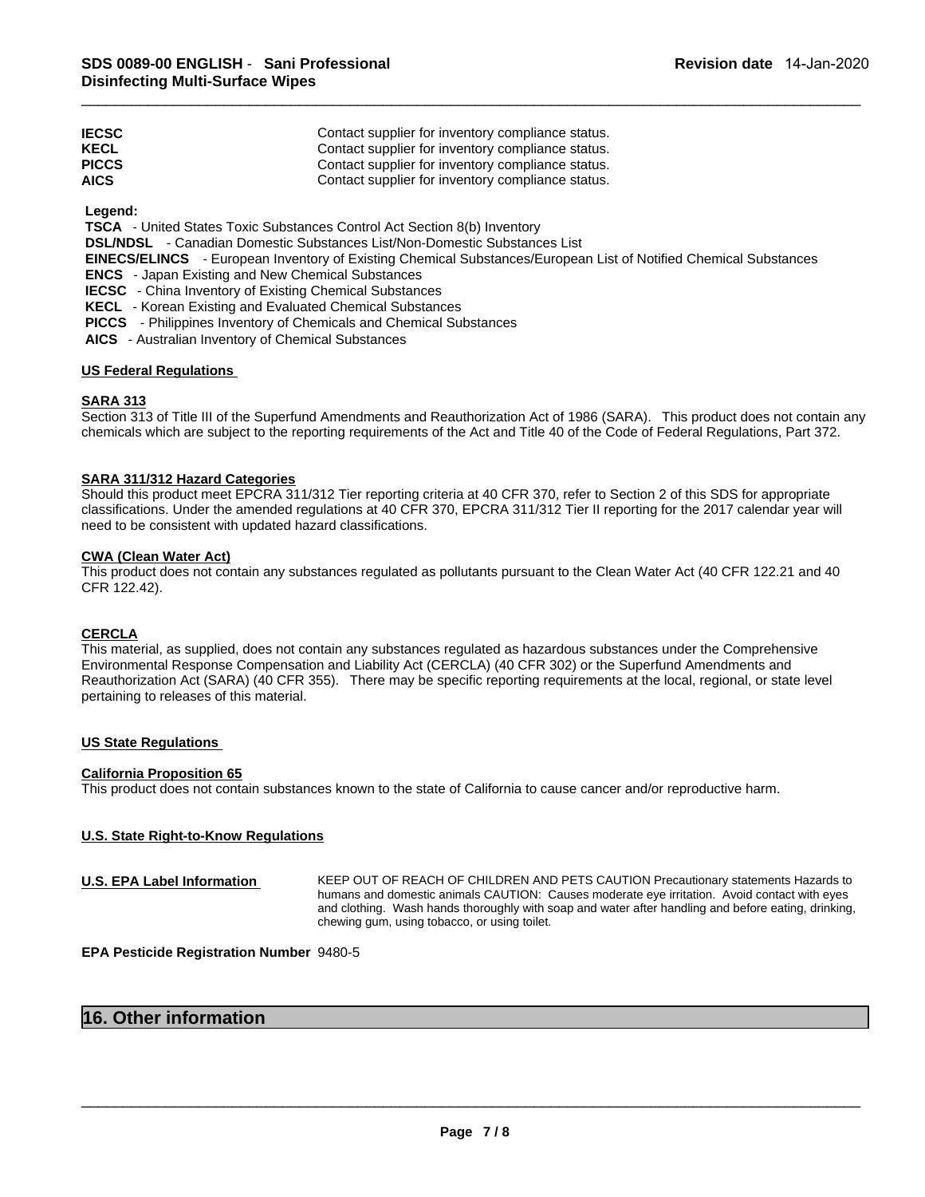| | |
|---|---|
| **IECSC** | Contact supplier for inventory compliance status. |
| **KECL** | Contact supplier for inventory compliance status. |
| **PICCS** | Contact supplier for inventory compliance status. |
| **AICS** | Contact supplier for inventory compliance status. |

**Legend:**

**TSCA** - United States Toxic Substances Control Act Section 8(b) Inventory
**DSL/NDSL** - Canadian Domestic Substances List/Non-Domestic Substances List
**EINECS/ELINCS** - European Inventory of Existing Chemical Substances/European List of Notified Chemical Substances
**ENCS** - Japan Existing and New Chemical Substances
**IECSC** - China Inventory of Existing Chemical Substances
**KECL** - Korean Existing and Evaluated Chemical Substances
**PICCS** - Philippines Inventory of Chemicals and Chemical Substances
**AICS** - Australian Inventory of Chemical Substances

### US Federal Regulations

**SARA 313**

Section 313 of Title III of the Superfund Amendments and Reauthorization Act of 1986 (SARA). This product does not contain any chemicals which are subject to the reporting requirements of the Act and Title 40 of the Code of Federal Regulations, Part 372.

**SARA 311/312 Hazard Categories**

Should this product meet EPCRA 311/312 Tier reporting criteria at 40 CFR 370, refer to Section 2 of this SDS for appropriate classifications. Under the amended regulations at 40 CFR 370, EPCRA 311/312 Tier II reporting for the 2017 calendar year will need to be consistent with updated hazard classifications.

**CWA (Clean Water Act)**

This product does not contain any substances regulated as pollutants pursuant to the Clean Water Act (40 CFR 122.21 and 40 CFR 122.42).

**CERCLA**

This material, as supplied, does not contain any substances regulated as hazardous substances under the Comprehensive Environmental Response Compensation and Liability Act (CERCLA) (40 CFR 302) or the Superfund Amendments and Reauthorization Act (SARA) (40 CFR 355). There may be specific reporting requirements at the local, regional, or state level pertaining to releases of this material.

### US State Regulations

**California Proposition 65**

This product does not contain substances known to the state of California to cause cancer and/or reproductive harm.

**U.S. State Right-to-Know Regulations**

**U.S. EPA Label Information** KEEP OUT OF REACH OF CHILDREN AND PETS CAUTION Precautionary statements Hazards to humans and domestic animals CAUTION: Causes moderate eye irritation. Avoid contact with eyes and clothing. Wash hands thoroughly with soap and water after handling and before eating, drinking, chewing gum, using tobacco, or using toilet.

**EPA Pesticide Registration Number** 9480-5

## 16. Other information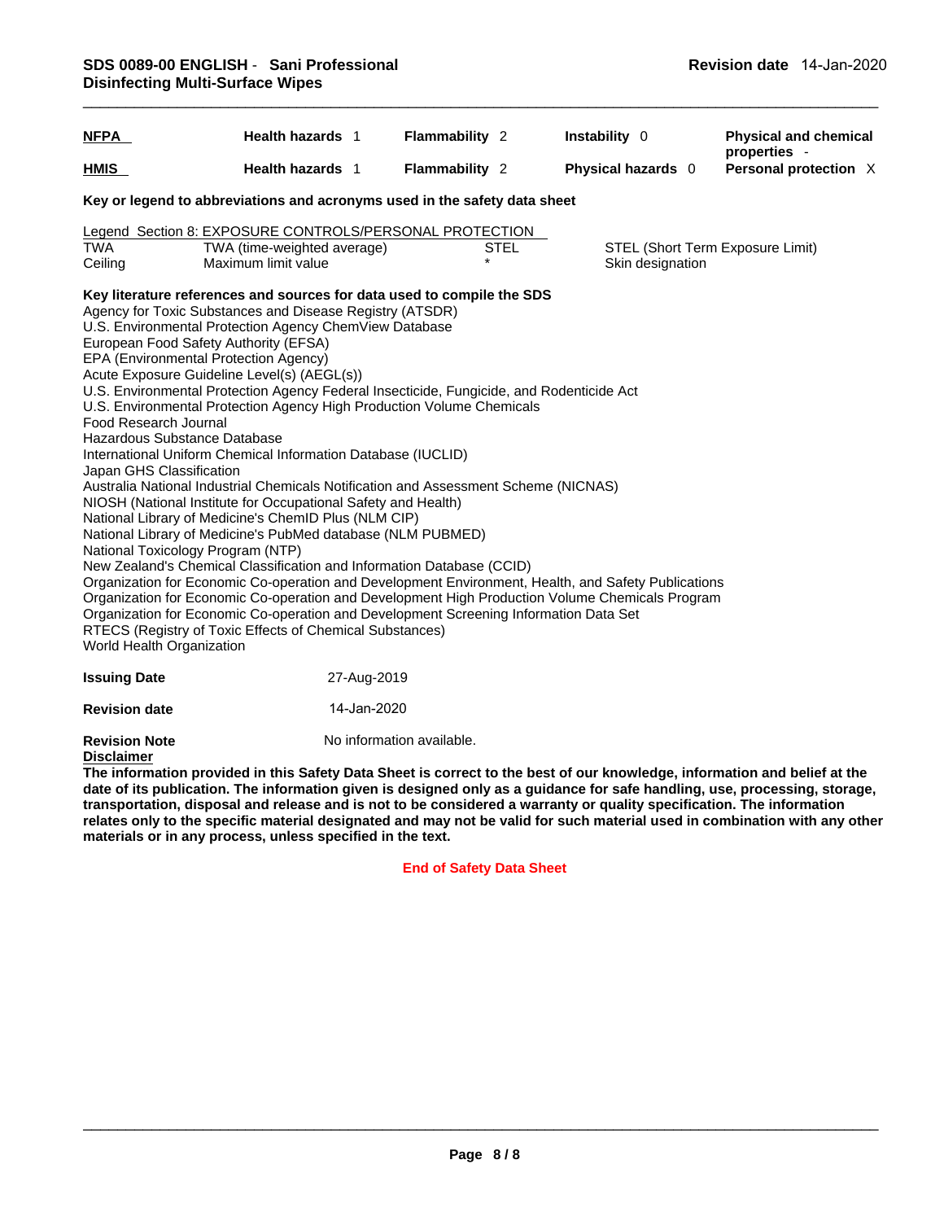| | | | | |
|---|---|---|---|---|
| **NFPA** | **Health hazards** 1 | **Flammability** 2 | **Instability** 0 | **Physical and chemical properties** - |
| **HMIS** | **Health hazards** 1 | **Flammability** 2 | **Physical hazards** 0 | **Personal protection** X |

**Key or legend to abbreviations and acronyms used in the safety data sheet**

Legend Section 8: EXPOSURE CONTROLS/PERSONAL PROTECTION

| | | | |
|---|---|---|---|
| TWA | TWA (time-weighted average) | STEL | STEL (Short Term Exposure Limit) |
| Ceiling | Maximum limit value | * | Skin designation |

**Key literature references and sources for data used to compile the SDS**

Agency for Toxic Substances and Disease Registry (ATSDR)
U.S. Environmental Protection Agency ChemView Database
European Food Safety Authority (EFSA)
EPA (Environmental Protection Agency)
Acute Exposure Guideline Level(s) (AEGL(s))
U.S. Environmental Protection Agency Federal Insecticide, Fungicide, and Rodenticide Act
U.S. Environmental Protection Agency High Production Volume Chemicals
Food Research Journal
Hazardous Substance Database
International Uniform Chemical Information Database (IUCLID)
Japan GHS Classification
Australia National Industrial Chemicals Notification and Assessment Scheme (NICNAS)
NIOSH (National Institute for Occupational Safety and Health)
National Library of Medicine's ChemID Plus (NLM CIP)
National Library of Medicine's PubMed database (NLM PUBMED)
National Toxicology Program (NTP)
New Zealand's Chemical Classification and Information Database (CCID)
Organization for Economic Co-operation and Development Environment, Health, and Safety Publications
Organization for Economic Co-operation and Development High Production Volume Chemicals Program
Organization for Economic Co-operation and Development Screening Information Data Set
RTECS (Registry of Toxic Effects of Chemical Substances)
World Health Organization

**Issuing Date** 27-Aug-2019

**Revision date** 14-Jan-2020

**Revision Note** No information available.

**Disclaimer**

**The information provided in this Safety Data Sheet is correct to the best of our knowledge, information and belief at the date of its publication. The information given is designed only as a guidance for safe handling, use, processing, storage, transportation, disposal and release and is not to be considered a warranty or quality specification. The information relates only to the specific material designated and may not be valid for such material used in combination with any other materials or in any process, unless specified in the text.**

**End of Safety Data Sheet**